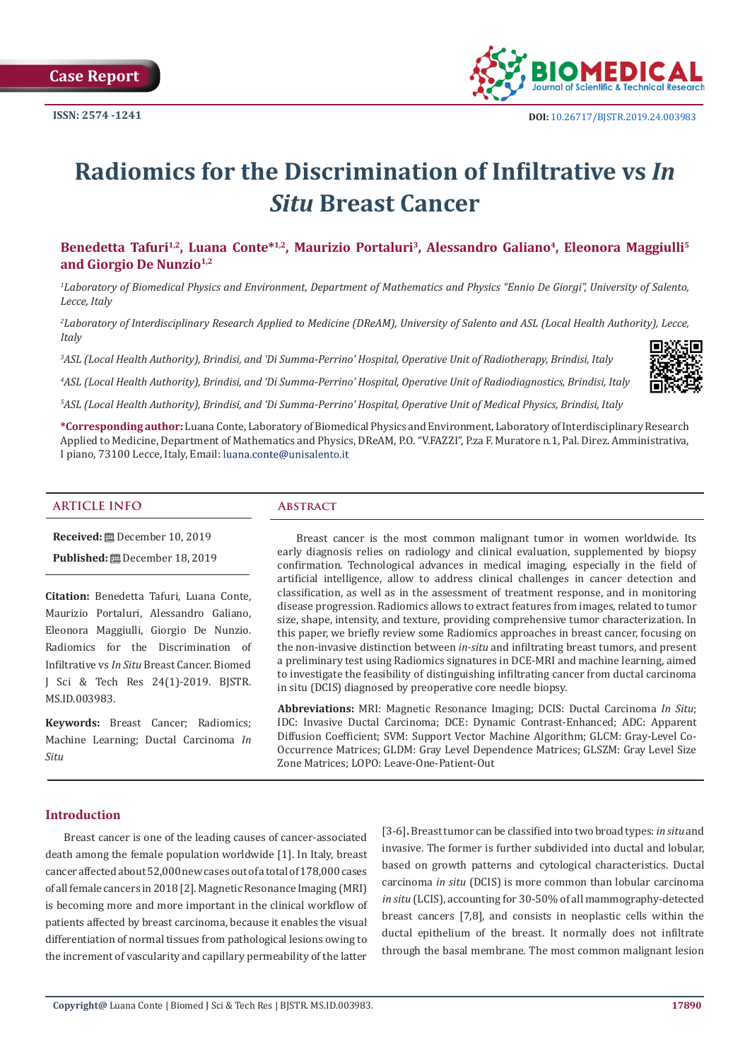Case Report

ISSN: 2574 -1241

DOI: 10.26717/BJSTR.2019.24.003983

# Radiomics for the Discrimination of Infiltrative vs *In Situ* Breast Cancer

**Benedetta Tafuri[1,2], Luana Conte*[1,2], Maurizio Portaluri[3], Alessandro Galiano[4], Eleonora Maggiulli[5] and Giorgio De Nunzio[1,2]**

*[1]Laboratory of Biomedical Physics and Environment, Department of Mathematics and Physics "Ennio De Giorgi", University of Salento, Lecce, Italy*

*[2]Laboratory of Interdisciplinary Research Applied to Medicine (DReAM), University of Salento and ASL (Local Health Authority), Lecce, Italy*

*[3]ASL (Local Health Authority), Brindisi, and 'Di Summa-Perrino' Hospital, Operative Unit of Radiotherapy, Brindisi, Italy*

*[4]ASL (Local Health Authority), Brindisi, and 'Di Summa-Perrino' Hospital, Operative Unit of Radiodiagnostics, Brindisi, Italy*

*[5]ASL (Local Health Authority), Brindisi, and 'Di Summa-Perrino' Hospital, Operative Unit of Medical Physics, Brindisi, Italy*

**\*Corresponding author:** Luana Conte, Laboratory of Biomedical Physics and Environment, Laboratory of Interdisciplinary Research Applied to Medicine, Department of Mathematics and Physics, DReAM, P.O. "V.FAZZI", P.za F. Muratore n.1, Pal. Direz. Amministrativa, I piano, 73100 Lecce, Italy, Email: luana.conte@unisalento.it

## ARTICLE INFO

**Received:** December 10, 2019

**Published:** December 18, 2019

**Citation:** Benedetta Tafuri, Luana Conte, Maurizio Portaluri, Alessandro Galiano, Eleonora Maggiulli, Giorgio De Nunzio. Radiomics for the Discrimination of Infiltrative vs *In Situ* Breast Cancer. Biomed J Sci & Tech Res 24(1)-2019. BJSTR. MS.ID.003983.

**Keywords:** Breast Cancer; Radiomics; Machine Learning; Ductal Carcinoma *In Situ*

## Abstract

Breast cancer is the most common malignant tumor in women worldwide. Its early diagnosis relies on radiology and clinical evaluation, supplemented by biopsy confirmation. Technological advances in medical imaging, especially in the field of artificial intelligence, allow to address clinical challenges in cancer detection and classification, as well as in the assessment of treatment response, and in monitoring disease progression. Radiomics allows to extract features from images, related to tumor size, shape, intensity, and texture, providing comprehensive tumor characterization. In this paper, we briefly review some Radiomics approaches in breast cancer, focusing on the non-invasive distinction between *in-situ* and infiltrating breast tumors, and present a preliminary test using Radiomics signatures in DCE-MRI and machine learning, aimed to investigate the feasibility of distinguishing infiltrating cancer from ductal carcinoma in situ (DCIS) diagnosed by preoperative core needle biopsy.

**Abbreviations:** MRI: Magnetic Resonance Imaging; DCIS: Ductal Carcinoma *In Situ*; IDC: Invasive Ductal Carcinoma; DCE: Dynamic Contrast-Enhanced; ADC: Apparent Diffusion Coefficient; SVM: Support Vector Machine Algorithm; GLCM: Gray-Level Co-Occurrence Matrices; GLDM: Gray Level Dependence Matrices; GLSZM: Gray Level Size Zone Matrices; LOPO: Leave-One-Patient-Out

## Introduction

Breast cancer is one of the leading causes of cancer-associated death among the female population worldwide [1]. In Italy, breast cancer affected about 52,000 new cases out of a total of 178,000 cases of all female cancers in 2018 [2]. Magnetic Resonance Imaging (MRI) is becoming more and more important in the clinical workflow of patients affected by breast carcinoma, because it enables the visual differentiation of normal tissues from pathological lesions owing to the increment of vascularity and capillary permeability of the latter [3-6]**.** Breast tumor can be classified into two broad types: *in situ* and invasive. The former is further subdivided into ductal and lobular, based on growth patterns and cytological characteristics. Ductal carcinoma *in situ* (DCIS) is more common than lobular carcinoma *in situ* (LCIS), accounting for 30-50% of all mammography-detected breast cancers [7,8], and consists in neoplastic cells within the ductal epithelium of the breast. It normally does not infiltrate through the basal membrane. The most common malignant lesion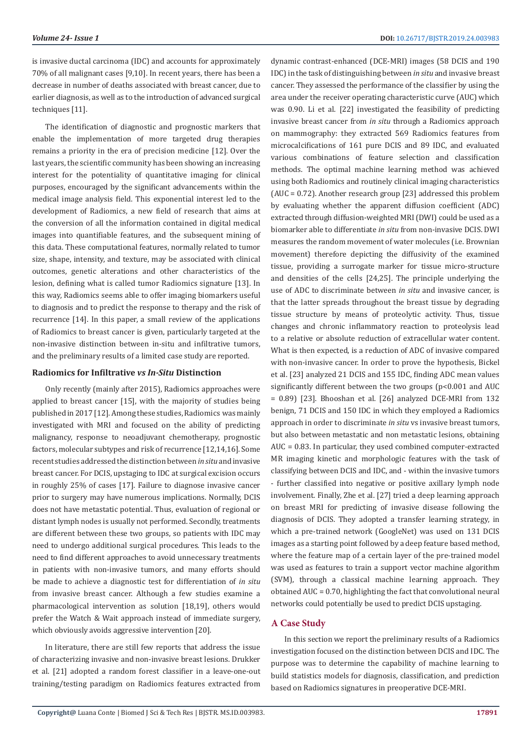is invasive ductal carcinoma (IDC) and accounts for approximately 70% of all malignant cases [9,10]. In recent years, there has been a decrease in number of deaths associated with breast cancer, due to earlier diagnosis, as well as to the introduction of advanced surgical techniques [11].

The identification of diagnostic and prognostic markers that enable the implementation of more targeted drug therapies remains a priority in the era of precision medicine [12]. Over the last years, the scientific community has been showing an increasing interest for the potentiality of quantitative imaging for clinical purposes, encouraged by the significant advancements within the medical image analysis field. This exponential interest led to the development of Radiomics, a new field of research that aims at the conversion of all the information contained in digital medical images into quantifiable features, and the subsequent mining of this data. These computational features, normally related to tumor size, shape, intensity, and texture, may be associated with clinical outcomes, genetic alterations and other characteristics of the lesion, defining what is called tumor Radiomics signature [13]. In this way, Radiomics seems able to offer imaging biomarkers useful to diagnosis and to predict the response to therapy and the risk of recurrence [14]. In this paper, a small review of the applications of Radiomics to breast cancer is given, particularly targeted at the non-invasive distinction between in-situ and infiltrative tumors, and the preliminary results of a limited case study are reported.

## Radiomics for Infiltrative *vs In-Situ* Distinction

Only recently (mainly after 2015), Radiomics approaches were applied to breast cancer [15], with the majority of studies being published in 2017 [12]. Among these studies, Radiomics was mainly investigated with MRI and focused on the ability of predicting malignancy, response to neoadjuvant chemotherapy, prognostic factors, molecular subtypes and risk of recurrence [12,14,16]. Some recent studies addressed the distinction between *in situ* and invasive breast cancer. For DCIS, upstaging to IDC at surgical excision occurs in roughly 25% of cases [17]. Failure to diagnose invasive cancer prior to surgery may have numerous implications. Normally, DCIS does not have metastatic potential. Thus, evaluation of regional or distant lymph nodes is usually not performed. Secondly, treatments are different between these two groups, so patients with IDC may need to undergo additional surgical procedures. This leads to the need to find different approaches to avoid unnecessary treatments in patients with non-invasive tumors, and many efforts should be made to achieve a diagnostic test for differentiation of *in situ* from invasive breast cancer. Although a few studies examine a pharmacological intervention as solution [18,19], others would prefer the Watch & Wait approach instead of immediate surgery, which obviously avoids aggressive intervention [20].

In literature, there are still few reports that address the issue of characterizing invasive and non-invasive breast lesions. Drukker et al. [21] adopted a random forest classifier in a leave-one-out training/testing paradigm on Radiomics features extracted from dynamic contrast-enhanced (DCE-MRI) images (58 DCIS and 190 IDC) in the task of distinguishing between *in situ* and invasive breast cancer. They assessed the performance of the classifier by using the area under the receiver operating characteristic curve (AUC) which was 0.90. Li et al. [22] investigated the feasibility of predicting invasive breast cancer from *in situ* through a Radiomics approach on mammography: they extracted 569 Radiomics features from microcalcifications of 161 pure DCIS and 89 IDC, and evaluated various combinations of feature selection and classification methods. The optimal machine learning method was achieved using both Radiomics and routinely clinical imaging characteristics (AUC = 0.72). Another research group [23] addressed this problem by evaluating whether the apparent diffusion coefficient (ADC) extracted through diffusion-weighted MRI (DWI) could be used as a biomarker able to differentiate *in situ* from non-invasive DCIS. DWI measures the random movement of water molecules (i.e. Brownian movement) therefore depicting the diffusivity of the examined tissue, providing a surrogate marker for tissue micro-structure and densities of the cells [24,25]. The principle underlying the use of ADC to discriminate between *in situ* and invasive cancer, is that the latter spreads throughout the breast tissue by degrading tissue structure by means of proteolytic activity. Thus, tissue changes and chronic inflammatory reaction to proteolysis lead to a relative or absolute reduction of extracellular water content. What is then expected, is a reduction of ADC of invasive compared with non-invasive cancer. In order to prove the hypothesis, Bickel et al. [23] analyzed 21 DCIS and 155 IDC, finding ADC mean values significantly different between the two groups ($p<0.001$ and AUC = 0.89) [23]. Bhooshan et al. [26] analyzed DCE-MRI from 132 benign, 71 DCIS and 150 IDC in which they employed a Radiomics approach in order to discriminate *in situ* vs invasive breast tumors, but also between metastatic and non metastatic lesions, obtaining AUC = 0.83. In particular, they used combined computer-extracted MR imaging kinetic and morphologic features with the task of classifying between DCIS and IDC, and - within the invasive tumors - further classified into negative or positive axillary lymph node involvement. Finally, Zhe et al. [27] tried a deep learning approach on breast MRI for predicting of invasive disease following the diagnosis of DCIS. They adopted a transfer learning strategy, in which a pre-trained network (GoogleNet) was used on 131 DCIS images as a starting point followed by a deep feature based method, where the feature map of a certain layer of the pre-trained model was used as features to train a support vector machine algorithm (SVM), through a classical machine learning approach. They obtained AUC = 0.70, highlighting the fact that convolutional neural networks could potentially be used to predict DCIS upstaging.

## A Case Study

In this section we report the preliminary results of a Radiomics investigation focused on the distinction between DCIS and IDC. The purpose was to determine the capability of machine learning to build statistics models for diagnosis, classification, and prediction based on Radiomics signatures in preoperative DCE-MRI.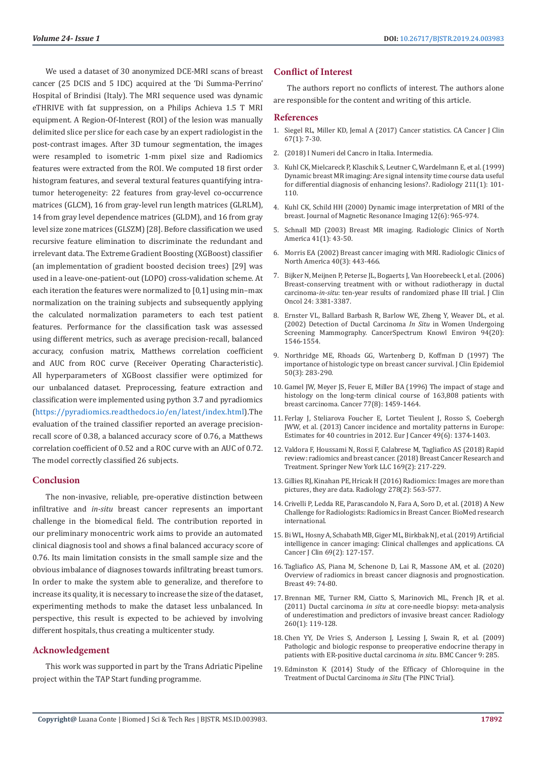We used a dataset of 30 anonymized DCE-MRI scans of breast cancer (25 DCIS and 5 IDC) acquired at the 'Di Summa-Perrino' Hospital of Brindisi (Italy). The MRI sequence used was dynamic eTHRIVE with fat suppression, on a Philips Achieva 1.5 T MRI equipment. A Region-Of-Interest (ROI) of the lesion was manually delimited slice per slice for each case by an expert radiologist in the post-contrast images. After 3D tumour segmentation, the images were resampled to isometric 1-mm pixel size and Radiomics features were extracted from the ROI. We computed 18 first order histogram features, and several textural features quantifying intra-tumor heterogeneity: 22 features from gray-level co-occurrence matrices (GLCM), 16 from gray-level run length matrices (GLRLM), 14 from gray level dependence matrices (GLDM), and 16 from gray level size zone matrices (GLSZM) [28]. Before classification we used recursive feature elimination to discriminate the redundant and irrelevant data. The Extreme Gradient Boosting (XGBoost) classifier (an implementation of gradient boosted decision trees) [29] was used in a leave-one-patient-out (LOPO) cross-validation scheme. At each iteration the features were normalized to [0,1] using min–max normalization on the training subjects and subsequently applying the calculated normalization parameters to each test patient features. Performance for the classification task was assessed using different metrics, such as average precision-recall, balanced accuracy, confusion matrix, Matthews correlation coefficient and AUC from ROC curve (Receiver Operating Characteristic). All hyperparameters of XGBoost classifier were optimized for our unbalanced dataset. Preprocessing, feature extraction and classification were implemented using python 3.7 and pyradiomics (https://pyradiomics.readthedocs.io/en/latest/index.html).The evaluation of the trained classifier reported an average precision-recall score of 0.38, a balanced accuracy score of 0.76, a Matthews correlation coefficient of 0.52 and a ROC curve with an AUC of 0.72. The model correctly classified 26 subjects.

## Conclusion

The non-invasive, reliable, pre-operative distinction between infiltrative and *in-situ* breast cancer represents an important challenge in the biomedical field. The contribution reported in our preliminary monocentric work aims to provide an automated clinical diagnosis tool and shows a final balanced accuracy score of 0.76. Its main limitation consists in the small sample size and the obvious imbalance of diagnoses towards infiltrating breast tumors. In order to make the system able to generalize, and therefore to increase its quality, it is necessary to increase the size of the dataset, experimenting methods to make the dataset less unbalanced. In perspective, this result is expected to be achieved by involving different hospitals, thus creating a multicenter study.

## Acknowledgement

This work was supported in part by the Trans Adriatic Pipeline project within the TAP Start funding programme.

## Conflict of Interest

The authors report no conflicts of interest. The authors alone are responsible for the content and writing of this article.

## References

1. Siegel RL, Miller KD, Jemal A (2017) Cancer statistics. CA Cancer J Clin 67(1): 7-30.
2. (2018) I Numeri del Cancro in Italia. Intermedia.
3. Kuhl CK, Mielcareck P, Klaschik S, Leutner C, Wardelmann E, et al. (1999) Dynamic breast MR imaging: Are signal intensity time course data useful for differential diagnosis of enhancing lesions?. Radiology 211(1): 101-110.
4. Kuhl CK, Schild HH (2000) Dynamic image interpretation of MRI of the breast. Journal of Magnetic Resonance Imaging 12(6): 965-974.
5. Schnall MD (2003) Breast MR imaging. Radiologic Clinics of North America 41(1): 43-50.
6. Morris EA (2002) Breast cancer imaging with MRI. Radiologic Clinics of North America 40(3): 443-466.
7. Bijker N, Meijnen P, Peterse JL, Bogaerts J, Van Hoorebeeck I, et al. (2006) Breast-conserving treatment with or without radiotherapy in ductal carcinoma-*in-situ*: ten-year results of randomized phase III trial. J Clin Oncol 24: 3381-3387.
8. Ernster VL, Ballard Barbarsh R, Barlow WE, Zheng Y, Weaver DL, et al. (2002) Detection of Ductal Carcinoma *In Situ* in Women Undergoing Screening Mammography. CancerSpectrum Knowl Environ 94(20): 1546-1554.
9. Northridge ME, Rhoads GG, Wartenberg D, Koffman D (1997) The importance of histologic type on breast cancer survival. J Clin Epidemiol 50(3): 283-290.
10. Gamel JW, Meyer JS, Feuer E, Miller BA (1996) The impact of stage and histology on the long-term clinical course of 163,808 patients with breast carcinoma. Cancer 77(8): 1459-1464.
11. Ferlay J, Steliarova Foucher E, Lortet Tieulent J, Rosso S, Coebergh JWW, et al. (2013) Cancer incidence and mortality patterns in Europe: Estimates for 40 countries in 2012. Eur J Cancer 49(6): 1374-1403.
12. Valdora F, Houssami N, Rossi F, Calabrese M, Tagliafico AS (2018) Rapid review: radiomics and breast cancer. (2018) Breast Cancer Research and Treatment. Springer New York LLC 169(2): 217-229.
13. Gillies RJ, Kinahan PE, Hricak H (2016) Radiomics: Images are more than pictures, they are data. Radiology 278(2): 563-577.
14. Crivelli P, Ledda RE, Parascandolo N, Fara A, Soro D, et al. (2018) A New Challenge for Radiologists: Radiomics in Breast Cancer. BioMed research international.
15. Bi WL, Hosny A, Schabath MB, Giger ML, Birkbak NJ, et al. (2019) Artificial intelligence in cancer imaging: Clinical challenges and applications. CA Cancer J Clin 69(2): 127-157.
16. Tagliafico AS, Piana M, Schenone D, Lai R, Massone AM, et al. (2020) Overview of radiomics in breast cancer diagnosis and prognostication. Breast 49: 74-80.
17. Brennan ME, Turner RM, Ciatto S, Marinovich ML, French JR, et al. (2011) Ductal carcinoma *in situ* at core-needle biopsy: meta-analysis of underestimation and predictors of invasive breast cancer. Radiology 260(1): 119-128.
18. Chen YY, De Vries S, Anderson J, Lessing J, Swain R, et al. (2009) Pathologic and biologic response to preoperative endocrine therapy in patients with ER-positive ductal carcinoma *in situ*. BMC Cancer 9: 285.
19. Edminston K (2014) Study of the Efficacy of Chloroquine in the Treatment of Ductal Carcinoma *in Situ* (The PINC Trial).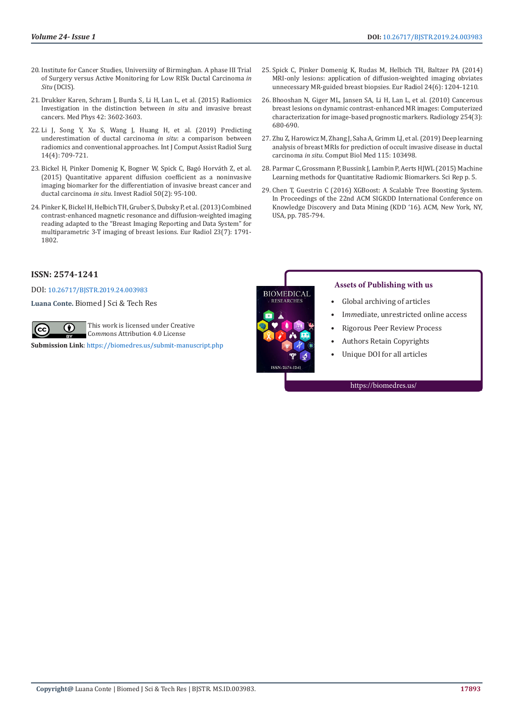20. Institute for Cancer Studies, Universiity of Birminghan. A phase III Trial of Surgery versus Active Monitoring for Low RISk Ductal Carcinoma *in Situ* (DCIS).
21. Drukker Karen, Schram J, Burda S, Li H, Lan L, et al. (2015) Radiomics Investigation in the distinction between *in situ* and invasive breast cancers. Med Phys 42: 3602-3603.
22. Li J, Song Y, Xu S, Wang J, Huang H, et al. (2019) Predicting underestimation of ductal carcinoma *in situ*: a comparison between radiomics and conventional approaches. Int J Comput Assist Radiol Surg 14(4): 709-721.
23. Bickel H, Pinker Domenig K, Bogner W, Spick C, Bagó Horváth Z, et al. (2015) Quantitative apparent diffusion coefficient as a noninvasive imaging biomarker for the differentiation of invasive breast cancer and ductal carcinoma *in situ*. Invest Radiol 50(2): 95-100.
24. Pinker K, Bickel H, Helbich TH, Gruber S, Dubsky P, et al. (2013) Combined contrast-enhanced magnetic resonance and diffusion-weighted imaging reading adapted to the "Breast Imaging Reporting and Data System" for multiparametric 3-T imaging of breast lesions. Eur Radiol 23(7): 1791-1802.
25. Spick C, Pinker Domenig K, Rudas M, Helbich TH, Baltzer PA (2014) MRI-only lesions: application of diffusion-weighted imaging obviates unnecessary MR-guided breast biopsies. Eur Radiol 24(6): 1204-1210.
26. Bhooshan N, Giger ML, Jansen SA, Li H, Lan L, et al. (2010) Cancerous breast lesions on dynamic contrast-enhanced MR images: Computerized characterization for image-based prognostic markers. Radiology 254(3): 680-690.
27. Zhu Z, Harowicz M, Zhang J, Saha A, Grimm LJ, et al. (2019) Deep learning analysis of breast MRIs for prediction of occult invasive disease in ductal carcinoma *in situ*. Comput Biol Med 115: 103498.
28. Parmar C, Grossmann P, Bussink J, Lambin P, Aerts HJWL (2015) Machine Learning methods for Quantitative Radiomic Biomarkers. Sci Rep p. 5.
29. Chen T, Guestrin C (2016) XGBoost: A Scalable Tree Boosting System. In Proceedings of the 22nd ACM SIGKDD International Conference on Knowledge Discovery and Data Mining (KDD '16). ACM, New York, NY, USA, pp. 785-794.

**ISSN: 2574-1241**

DOI: 10.26717/BJSTR.2019.24.003983

**Luana Conte.** Biomed J Sci & Tech Res

This work is licensed under Creative Commons Attribution 4.0 License

**Submission Link**: https://biomedres.us/submit-manuscript.php

**Assets of Publishing with us**

- Global archiving of articles
- Immediate, unrestricted online access
- Rigorous Peer Review Process
- Authors Retain Copyrights
- Unique DOI for all articles

https://biomedres.us/